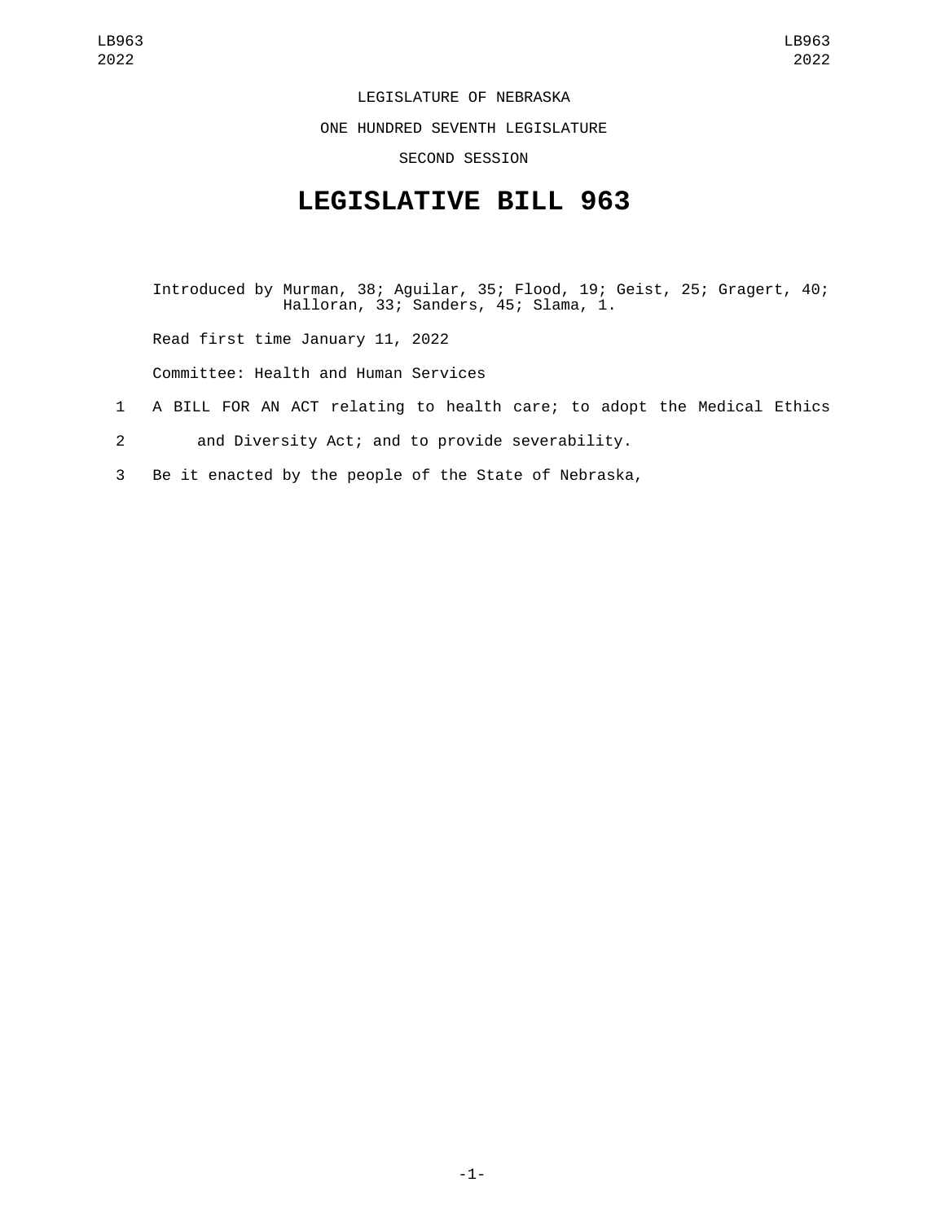LEGISLATURE OF NEBRASKA

ONE HUNDRED SEVENTH LEGISLATURE

SECOND SESSION

# LEGISLATIVE BILL 963

Introduced by Murman, 38; Aguilar, 35; Flood, 19; Geist, 25; Gragert, 40; Halloran, 33; Sanders, 45; Slama, 1.

Read first time January 11, 2022

Committee: Health and Human Services

1 A BILL FOR AN ACT relating to health care; to adopt the Medical Ethics
2 and Diversity Act; and to provide severability.
3 Be it enacted by the people of the State of Nebraska,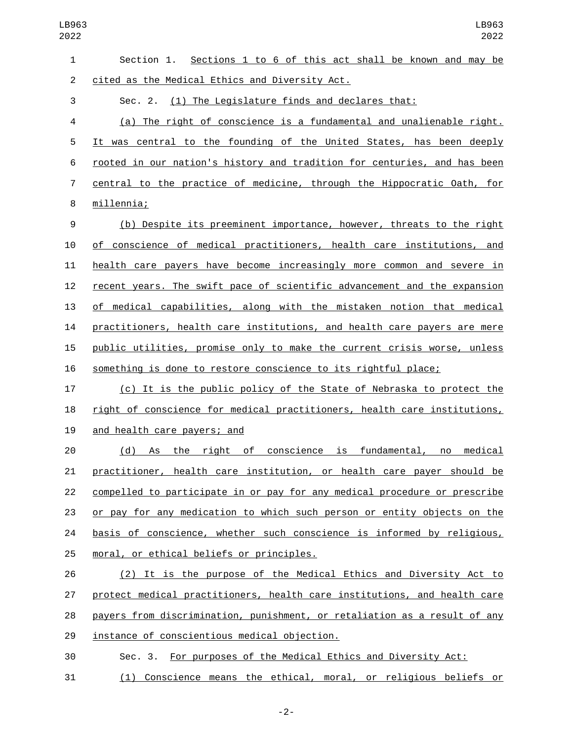Section 1. Sections 1 to 6 of this act shall be known and may be cited as the Medical Ethics and Diversity Act.

Sec. 2. (1) The Legislature finds and declares that:

(a) The right of conscience is a fundamental and unalienable right. It was central to the founding of the United States, has been deeply rooted in our nation's history and tradition for centuries, and has been central to the practice of medicine, through the Hippocratic Oath, for millennia;

(b) Despite its preeminent importance, however, threats to the right of conscience of medical practitioners, health care institutions, and health care payers have become increasingly more common and severe in recent years. The swift pace of scientific advancement and the expansion of medical capabilities, along with the mistaken notion that medical practitioners, health care institutions, and health care payers are mere public utilities, promise only to make the current crisis worse, unless something is done to restore conscience to its rightful place;

(c) It is the public policy of the State of Nebraska to protect the right of conscience for medical practitioners, health care institutions, and health care payers; and

(d) As the right of conscience is fundamental, no medical practitioner, health care institution, or health care payer should be compelled to participate in or pay for any medical procedure or prescribe or pay for any medication to which such person or entity objects on the basis of conscience, whether such conscience is informed by religious, moral, or ethical beliefs or principles.

(2) It is the purpose of the Medical Ethics and Diversity Act to protect medical practitioners, health care institutions, and health care payers from discrimination, punishment, or retaliation as a result of any instance of conscientious medical objection.

Sec. 3. For purposes of the Medical Ethics and Diversity Act:

(1) Conscience means the ethical, moral, or religious beliefs or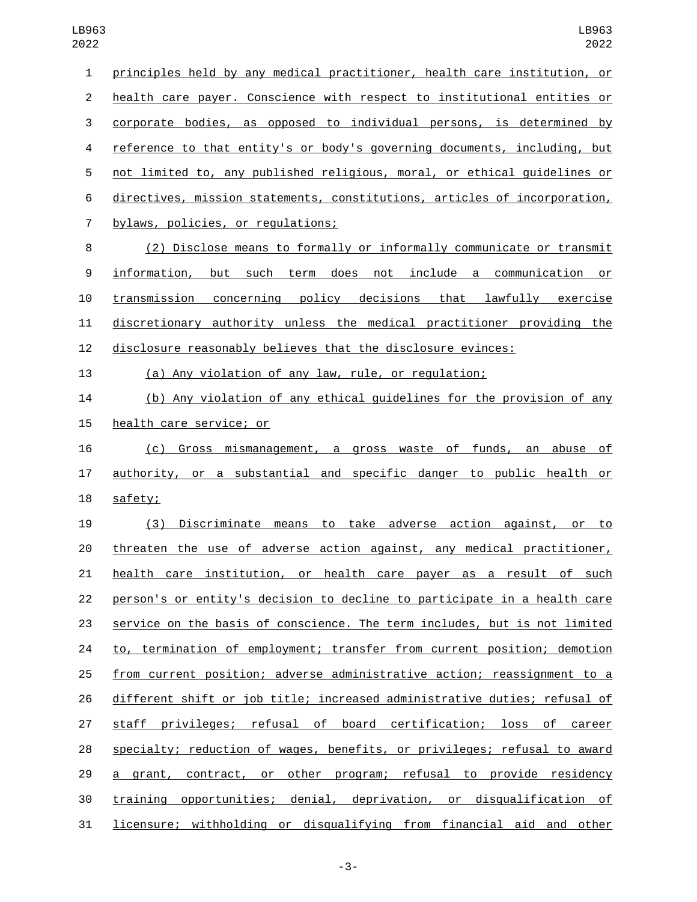principles held by any medical practitioner, health care institution, or health care payer. Conscience with respect to institutional entities or corporate bodies, as opposed to individual persons, is determined by reference to that entity's or body's governing documents, including, but not limited to, any published religious, moral, or ethical guidelines or directives, mission statements, constitutions, articles of incorporation, bylaws, policies, or regulations;

(2) Disclose means to formally or informally communicate or transmit information, but such term does not include a communication or transmission concerning policy decisions that lawfully exercise discretionary authority unless the medical practitioner providing the disclosure reasonably believes that the disclosure evinces:

(a) Any violation of any law, rule, or regulation;

(b) Any violation of any ethical guidelines for the provision of any health care service; or

(c) Gross mismanagement, a gross waste of funds, an abuse of authority, or a substantial and specific danger to public health or safety;

(3) Discriminate means to take adverse action against, or to threaten the use of adverse action against, any medical practitioner, health care institution, or health care payer as a result of such person's or entity's decision to decline to participate in a health care service on the basis of conscience. The term includes, but is not limited to, termination of employment; transfer from current position; demotion from current position; adverse administrative action; reassignment to a different shift or job title; increased administrative duties; refusal of staff privileges; refusal of board certification; loss of career specialty; reduction of wages, benefits, or privileges; refusal to award a grant, contract, or other program; refusal to provide residency training opportunities; denial, deprivation, or disqualification of licensure; withholding or disqualifying from financial aid and other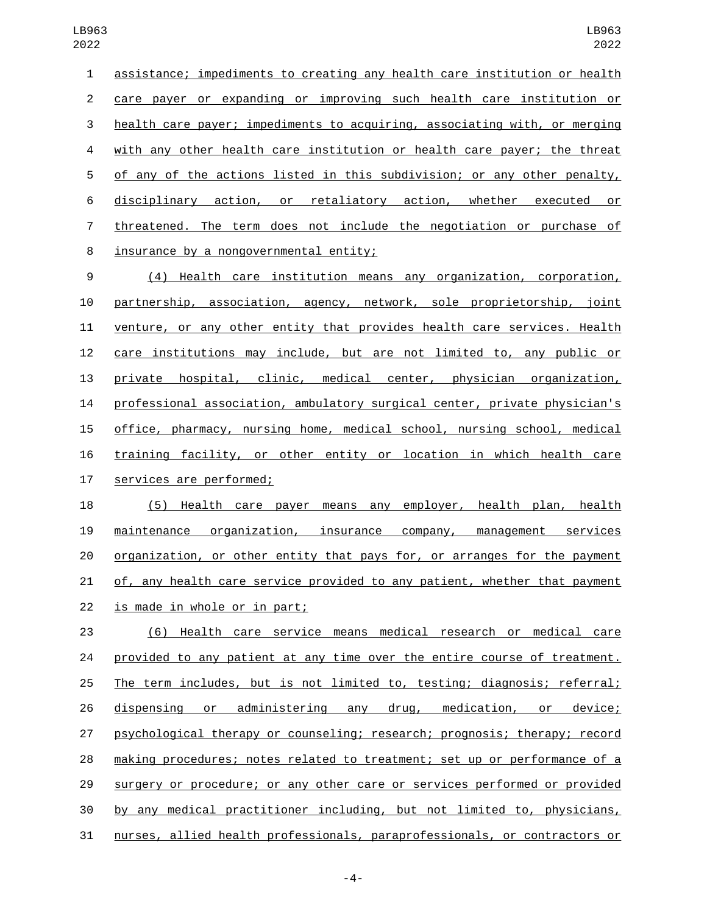assistance; impediments to creating any health care institution or health care payer or expanding or improving such health care institution or health care payer; impediments to acquiring, associating with, or merging with any other health care institution or health care payer; the threat of any of the actions listed in this subdivision; or any other penalty, disciplinary action, or retaliatory action, whether executed or threatened. The term does not include the negotiation or purchase of insurance by a nongovernmental entity;

(4) Health care institution means any organization, corporation, partnership, association, agency, network, sole proprietorship, joint venture, or any other entity that provides health care services. Health care institutions may include, but are not limited to, any public or private hospital, clinic, medical center, physician organization, professional association, ambulatory surgical center, private physician's office, pharmacy, nursing home, medical school, nursing school, medical training facility, or other entity or location in which health care services are performed;

(5) Health care payer means any employer, health plan, health maintenance organization, insurance company, management services organization, or other entity that pays for, or arranges for the payment of, any health care service provided to any patient, whether that payment is made in whole or in part;

(6) Health care service means medical research or medical care provided to any patient at any time over the entire course of treatment. The term includes, but is not limited to, testing; diagnosis; referral; dispensing or administering any drug, medication, or device; psychological therapy or counseling; research; prognosis; therapy; record making procedures; notes related to treatment; set up or performance of a surgery or procedure; or any other care or services performed or provided by any medical practitioner including, but not limited to, physicians, nurses, allied health professionals, paraprofessionals, or contractors or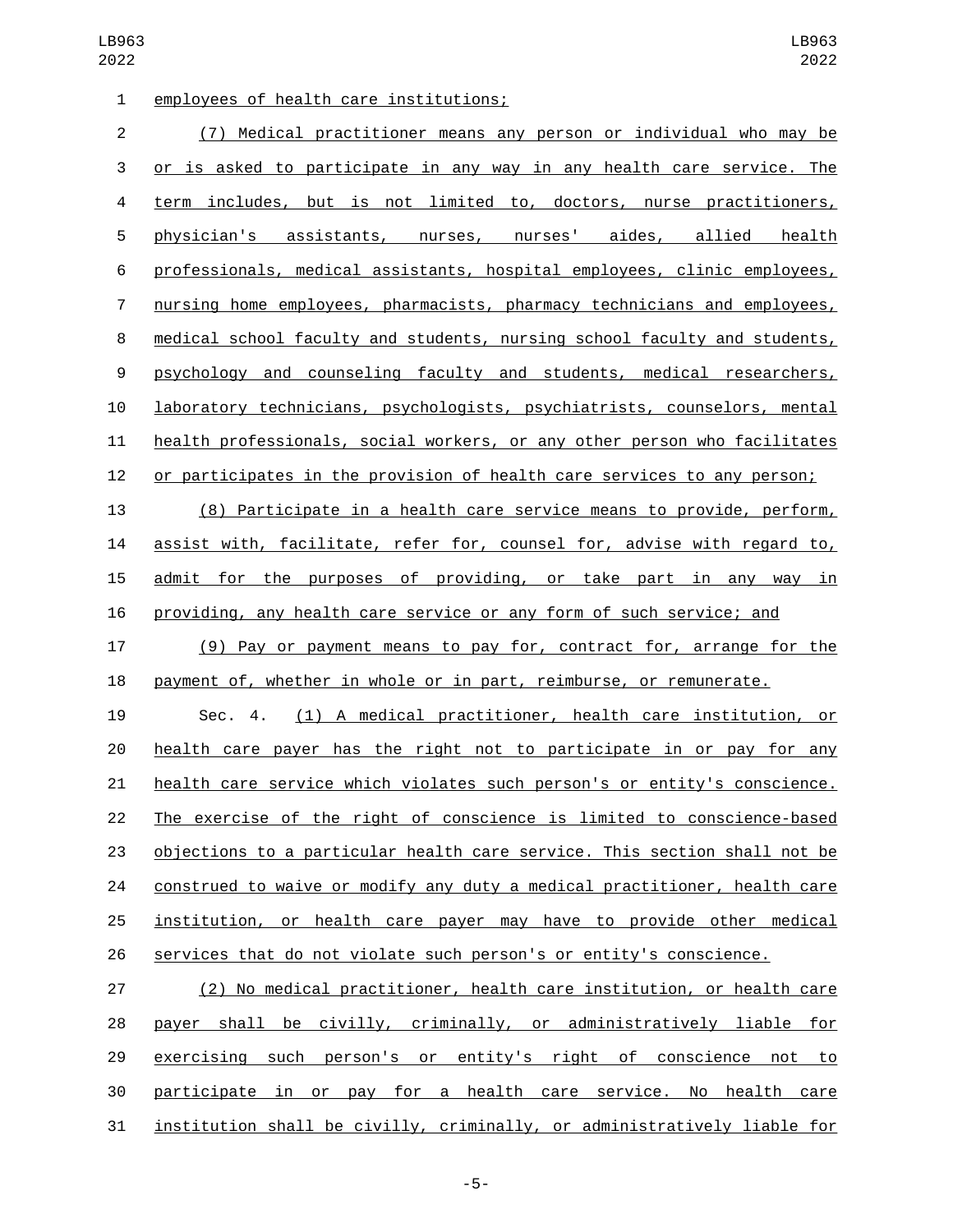employees of health care institutions;

(7) Medical practitioner means any person or individual who may be or is asked to participate in any way in any health care service. The term includes, but is not limited to, doctors, nurse practitioners, physician's assistants, nurses, nurses' aides, allied health professionals, medical assistants, hospital employees, clinic employees, nursing home employees, pharmacists, pharmacy technicians and employees, medical school faculty and students, nursing school faculty and students, psychology and counseling faculty and students, medical researchers, laboratory technicians, psychologists, psychiatrists, counselors, mental health professionals, social workers, or any other person who facilitates or participates in the provision of health care services to any person;

(8) Participate in a health care service means to provide, perform, assist with, facilitate, refer for, counsel for, advise with regard to, admit for the purposes of providing, or take part in any way in providing, any health care service or any form of such service; and

(9) Pay or payment means to pay for, contract for, arrange for the payment of, whether in whole or in part, reimburse, or remunerate.

Sec. 4. (1) A medical practitioner, health care institution, or health care payer has the right not to participate in or pay for any health care service which violates such person's or entity's conscience. The exercise of the right of conscience is limited to conscience-based objections to a particular health care service. This section shall not be construed to waive or modify any duty a medical practitioner, health care institution, or health care payer may have to provide other medical services that do not violate such person's or entity's conscience.

(2) No medical practitioner, health care institution, or health care payer shall be civilly, criminally, or administratively liable for exercising such person's or entity's right of conscience not to participate in or pay for a health care service. No health care institution shall be civilly, criminally, or administratively liable for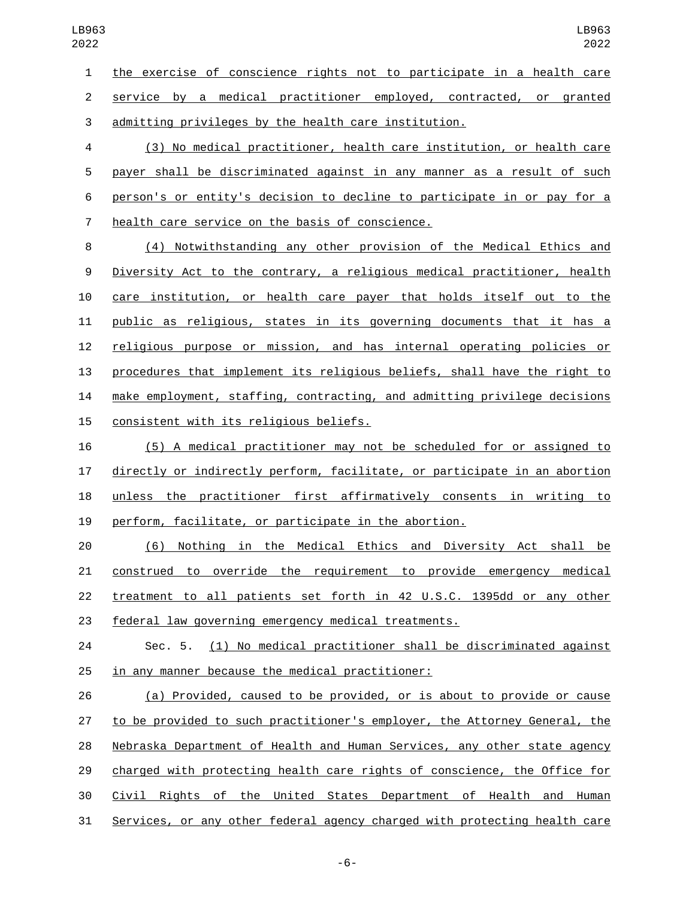the exercise of conscience rights not to participate in a health care service by a medical practitioner employed, contracted, or granted admitting privileges by the health care institution.

(3) No medical practitioner, health care institution, or health care payer shall be discriminated against in any manner as a result of such person's or entity's decision to decline to participate in or pay for a health care service on the basis of conscience.

(4) Notwithstanding any other provision of the Medical Ethics and Diversity Act to the contrary, a religious medical practitioner, health care institution, or health care payer that holds itself out to the public as religious, states in its governing documents that it has a religious purpose or mission, and has internal operating policies or procedures that implement its religious beliefs, shall have the right to make employment, staffing, contracting, and admitting privilege decisions consistent with its religious beliefs.

(5) A medical practitioner may not be scheduled for or assigned to directly or indirectly perform, facilitate, or participate in an abortion unless the practitioner first affirmatively consents in writing to perform, facilitate, or participate in the abortion.

(6) Nothing in the Medical Ethics and Diversity Act shall be construed to override the requirement to provide emergency medical treatment to all patients set forth in 42 U.S.C. 1395dd or any other federal law governing emergency medical treatments.

Sec. 5. (1) No medical practitioner shall be discriminated against in any manner because the medical practitioner:

(a) Provided, caused to be provided, or is about to provide or cause to be provided to such practitioner's employer, the Attorney General, the Nebraska Department of Health and Human Services, any other state agency charged with protecting health care rights of conscience, the Office for Civil Rights of the United States Department of Health and Human Services, or any other federal agency charged with protecting health care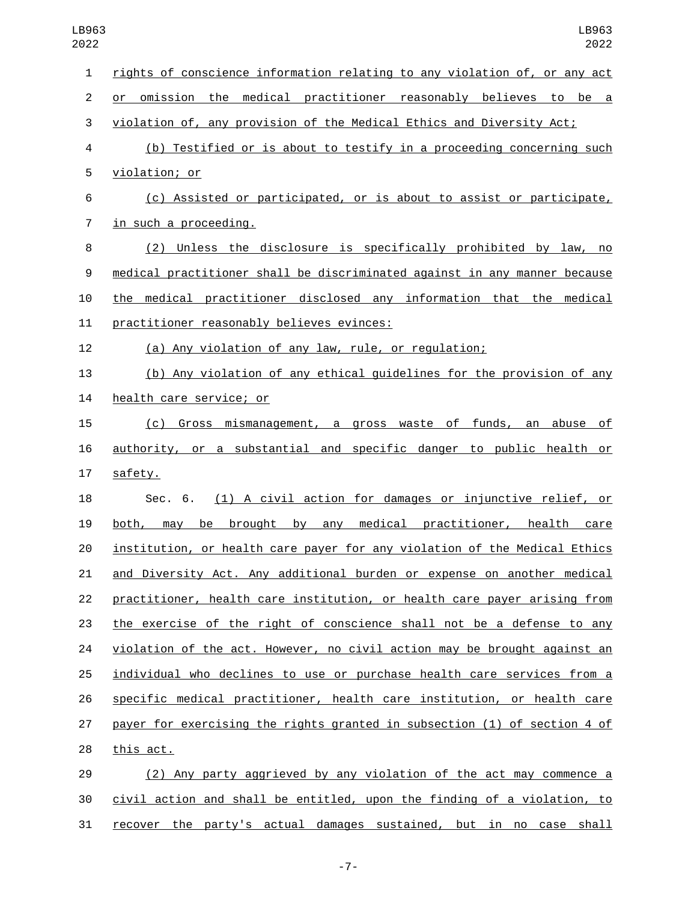rights of conscience information relating to any violation of, or any act or omission the medical practitioner reasonably believes to be a violation of, any provision of the Medical Ethics and Diversity Act;

(b) Testified or is about to testify in a proceeding concerning such violation; or

(c) Assisted or participated, or is about to assist or participate, in such a proceeding.

(2) Unless the disclosure is specifically prohibited by law, no medical practitioner shall be discriminated against in any manner because the medical practitioner disclosed any information that the medical practitioner reasonably believes evinces:

(a) Any violation of any law, rule, or regulation;

(b) Any violation of any ethical guidelines for the provision of any health care service; or

(c) Gross mismanagement, a gross waste of funds, an abuse of authority, or a substantial and specific danger to public health or safety.

Sec. 6. (1) A civil action for damages or injunctive relief, or both, may be brought by any medical practitioner, health care institution, or health care payer for any violation of the Medical Ethics and Diversity Act. Any additional burden or expense on another medical practitioner, health care institution, or health care payer arising from the exercise of the right of conscience shall not be a defense to any violation of the act. However, no civil action may be brought against an individual who declines to use or purchase health care services from a specific medical practitioner, health care institution, or health care payer for exercising the rights granted in subsection (1) of section 4 of this act.

(2) Any party aggrieved by any violation of the act may commence a civil action and shall be entitled, upon the finding of a violation, to recover the party's actual damages sustained, but in no case shall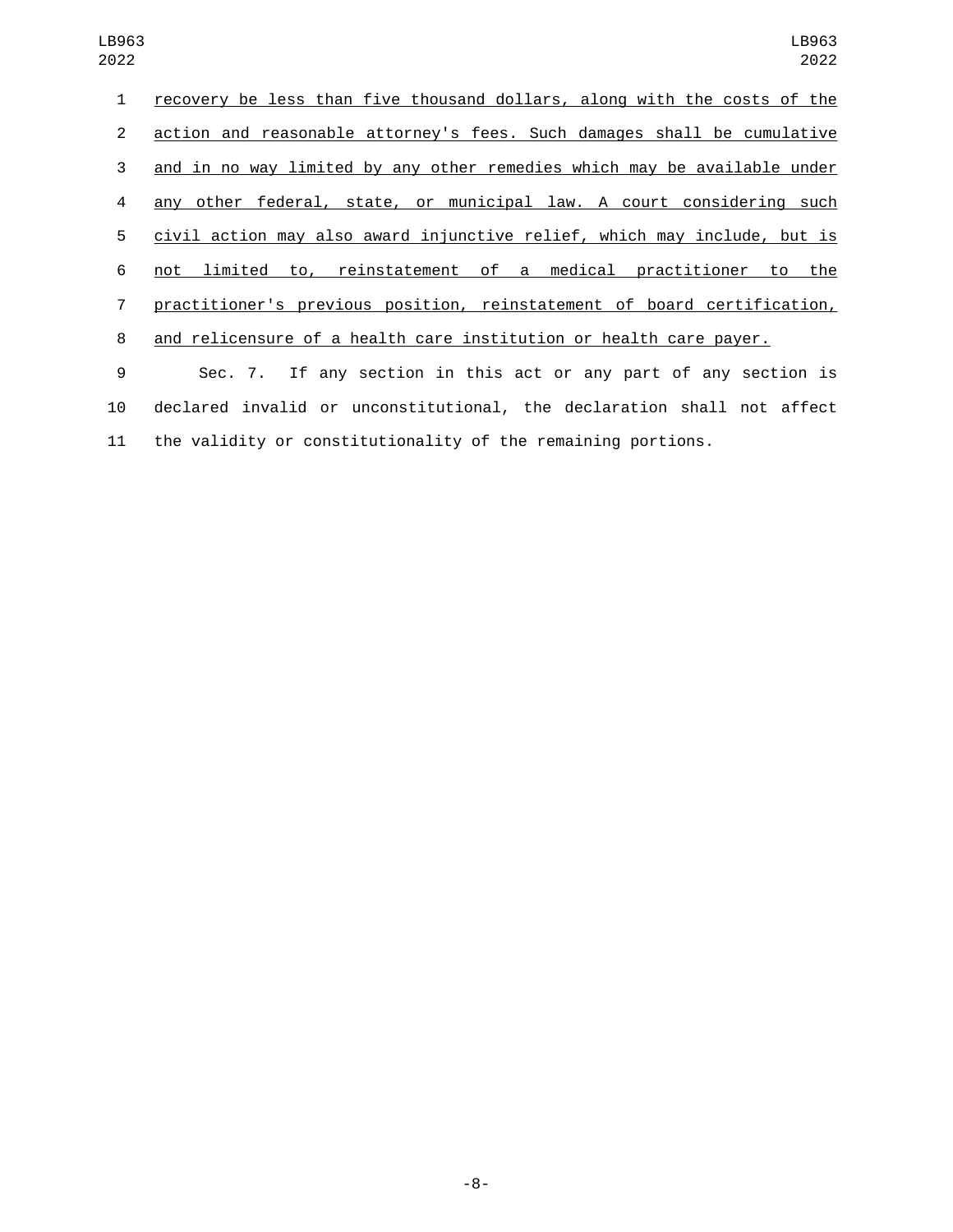recovery be less than five thousand dollars, along with the costs of the action and reasonable attorney's fees. Such damages shall be cumulative and in no way limited by any other remedies which may be available under any other federal, state, or municipal law. A court considering such civil action may also award injunctive relief, which may include, but is not limited to, reinstatement of a medical practitioner to the practitioner's previous position, reinstatement of board certification, and relicensure of a health care institution or health care payer.

Sec. 7. If any section in this act or any part of any section is declared invalid or unconstitutional, the declaration shall not affect the validity or constitutionality of the remaining portions.